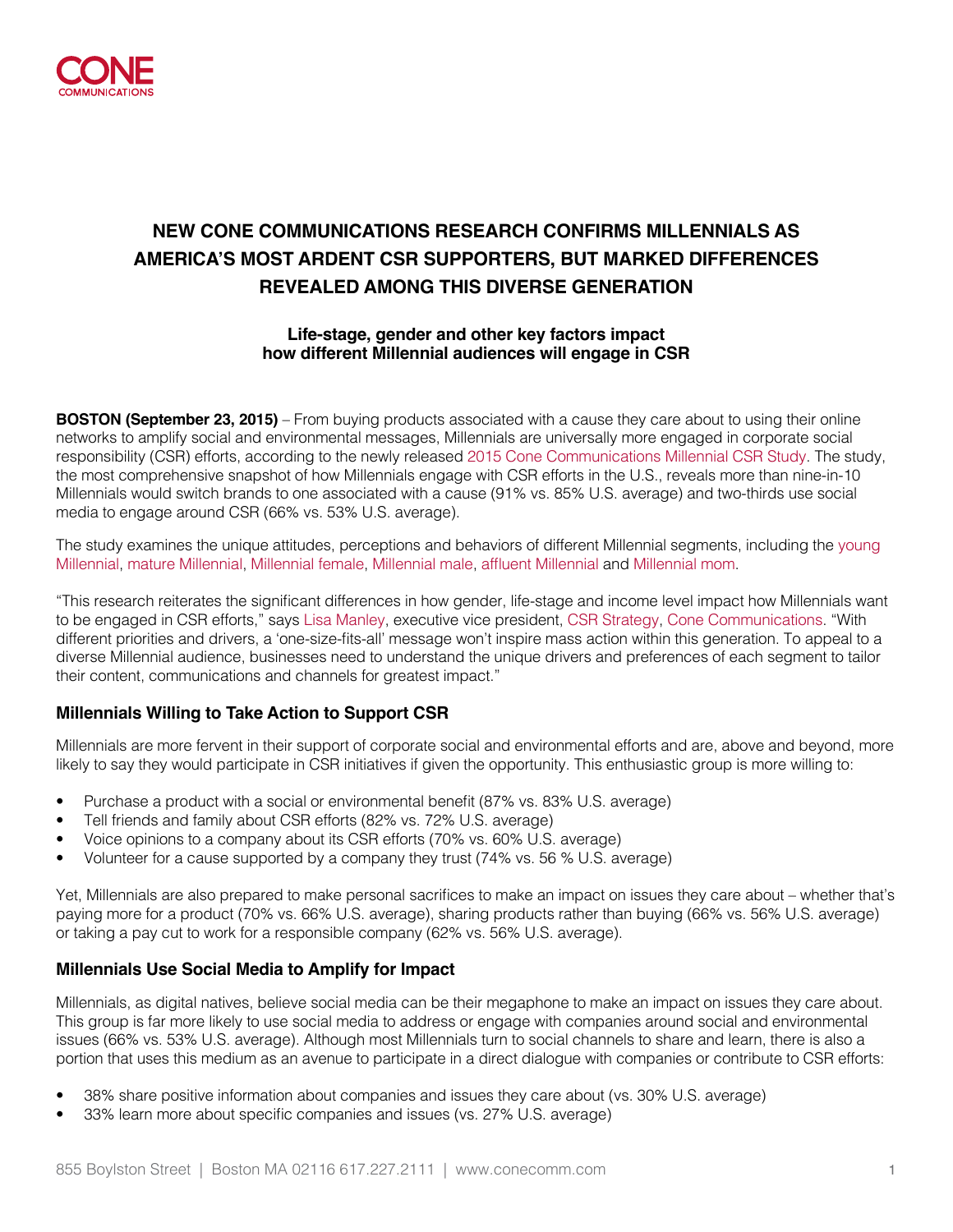# NEW CONE COMMUNICATIONS RESEARCH CONFIRMS MILLENNIALS AS AMERICA'S MOST ARDENT CSR SUPPORTERS, BUT MARKED DIFFERENCES REVEALED AMONG THIS DIVERSE GENERATION

### Life-stage, gender and other key factors impact how different Millennial audiences will engage in CSR

**BOSTON (September 23, 2015)** – From buying products associated with a cause they care about to using their online networks to amplify social and environmental messages, Millennials are universally more engaged in corporate social responsibility (CSR) efforts, according to the newly released 2015 Cone Communications Millennial CSR Study. The study, the most comprehensive snapshot of how Millennials engage with CSR efforts in the U.S., reveals more than nine-in-10 Millennials would switch brands to one associated with a cause (91% vs. 85% U.S. average) and two-thirds use social media to engage around CSR (66% vs. 53% U.S. average).

The study examines the unique attitudes, perceptions and behaviors of different Millennial segments, including the young Millennial, mature Millennial, Millennial female, Millennial male, affluent Millennial and Millennial mom.

"This research reiterates the significant differences in how gender, life-stage and income level impact how Millennials want to be engaged in CSR efforts," says Lisa Manley, executive vice president, CSR Strategy, Cone Communications. "With different priorities and drivers, a 'one-size-fits-all' message won't inspire mass action within this generation. To appeal to a diverse Millennial audience, businesses need to understand the unique drivers and preferences of each segment to tailor their content, communications and channels for greatest impact."

## Millennials Willing to Take Action to Support CSR

Millennials are more fervent in their support of corporate social and environmental efforts and are, above and beyond, more likely to say they would participate in CSR initiatives if given the opportunity. This enthusiastic group is more willing to:

- Purchase a product with a social or environmental benefit (87% vs. 83% U.S. average)
- Tell friends and family about CSR efforts (82% vs. 72% U.S. average)
- Voice opinions to a company about its CSR efforts (70% vs. 60% U.S. average)
- Volunteer for a cause supported by a company they trust (74% vs. 56 % U.S. average)

Yet, Millennials are also prepared to make personal sacrifices to make an impact on issues they care about – whether that's paying more for a product (70% vs. 66% U.S. average), sharing products rather than buying (66% vs. 56% U.S. average) or taking a pay cut to work for a responsible company (62% vs. 56% U.S. average).

## Millennials Use Social Media to Amplify for Impact

Millennials, as digital natives, believe social media can be their megaphone to make an impact on issues they care about. This group is far more likely to use social media to address or engage with companies around social and environmental issues (66% vs. 53% U.S. average). Although most Millennials turn to social channels to share and learn, there is also a portion that uses this medium as an avenue to participate in a direct dialogue with companies or contribute to CSR efforts:

- 38% share positive information about companies and issues they care about (vs. 30% U.S. average)
- 33% learn more about specific companies and issues (vs. 27% U.S. average)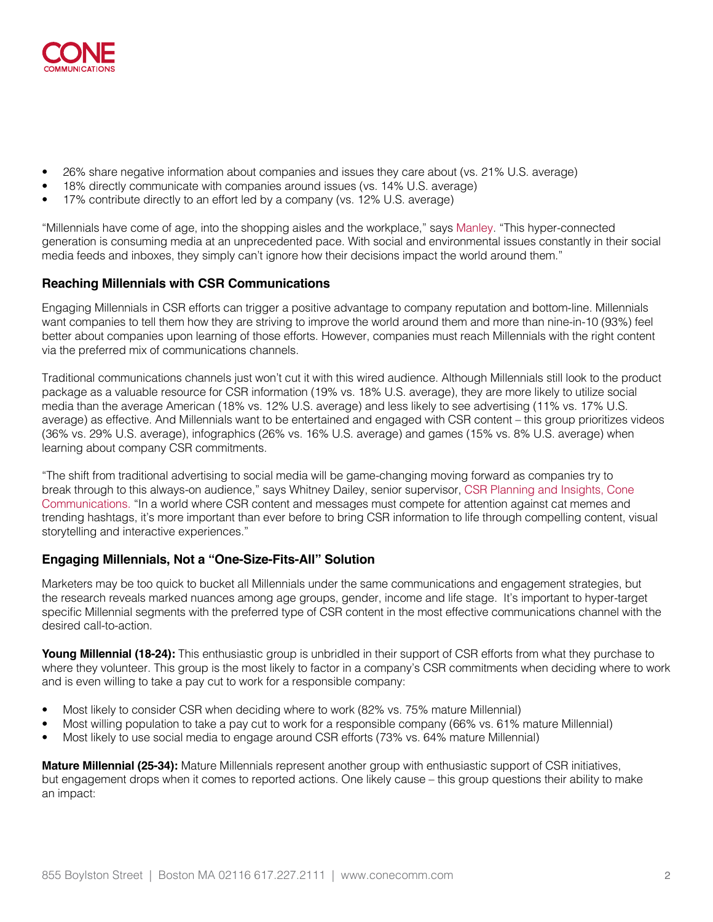- 26% share negative information about companies and issues they care about (vs. 21% U.S. average)
- 18% directly communicate with companies around issues (vs. 14% U.S. average)
- 17% contribute directly to an effort led by a company (vs. 12% U.S. average)

"Millennials have come of age, into the shopping aisles and the workplace," says Manley. "This hyper-connected generation is consuming media at an unprecedented pace. With social and environmental issues constantly in their social media feeds and inboxes, they simply can't ignore how their decisions impact the world around them."

### Reaching Millennials with CSR Communications

Engaging Millennials in CSR efforts can trigger a positive advantage to company reputation and bottom-line. Millennials want companies to tell them how they are striving to improve the world around them and more than nine-in-10 (93%) feel better about companies upon learning of those efforts. However, companies must reach Millennials with the right content via the preferred mix of communications channels.

Traditional communications channels just won't cut it with this wired audience. Although Millennials still look to the product package as a valuable resource for CSR information (19% vs. 18% U.S. average), they are more likely to utilize social media than the average American (18% vs. 12% U.S. average) and less likely to see advertising (11% vs. 17% U.S. average) as effective. And Millennials want to be entertained and engaged with CSR content – this group prioritizes videos (36% vs. 29% U.S. average), infographics (26% vs. 16% U.S. average) and games (15% vs. 8% U.S. average) when learning about company CSR commitments.

"The shift from traditional advertising to social media will be game-changing moving forward as companies try to break through to this always-on audience," says Whitney Dailey, senior supervisor, CSR Planning and Insights, Cone Communications. "In a world where CSR content and messages must compete for attention against cat memes and trending hashtags, it's more important than ever before to bring CSR information to life through compelling content, visual storytelling and interactive experiences."

### Engaging Millennials, Not a "One-Size-Fits-All" Solution

Marketers may be too quick to bucket all Millennials under the same communications and engagement strategies, but the research reveals marked nuances among age groups, gender, income and life stage. It's important to hyper-target specific Millennial segments with the preferred type of CSR content in the most effective communications channel with the desired call-to-action.

**Young Millennial (18-24):** This enthusiastic group is unbridled in their support of CSR efforts from what they purchase to where they volunteer. This group is the most likely to factor in a company's CSR commitments when deciding where to work and is even willing to take a pay cut to work for a responsible company:

- Most likely to consider CSR when deciding where to work (82% vs. 75% mature Millennial)
- Most willing population to take a pay cut to work for a responsible company (66% vs. 61% mature Millennial)
- Most likely to use social media to engage around CSR efforts (73% vs. 64% mature Millennial)

**Mature Millennial (25-34):** Mature Millennials represent another group with enthusiastic support of CSR initiatives, but engagement drops when it comes to reported actions. One likely cause – this group questions their ability to make an impact: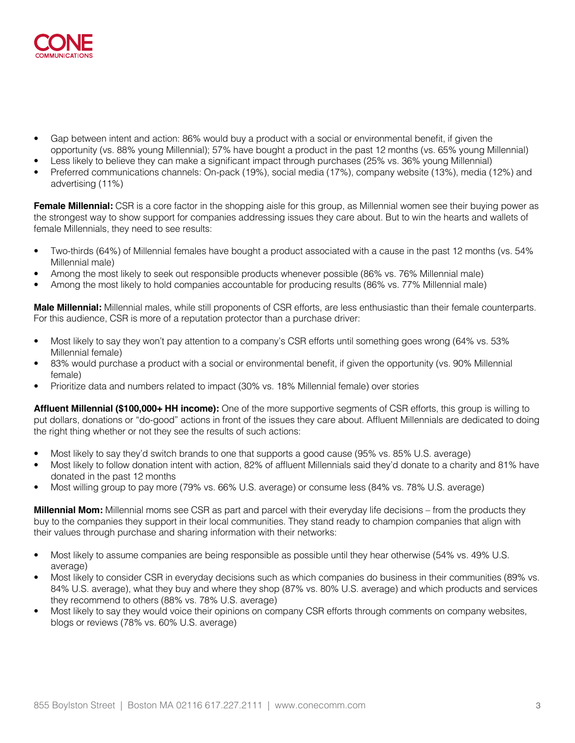- Gap between intent and action: 86% would buy a product with a social or environmental benefit, if given the opportunity (vs. 88% young Millennial); 57% have bought a product in the past 12 months (vs. 65% young Millennial)
- Less likely to believe they can make a significant impact through purchases (25% vs. 36% young Millennial)
- Preferred communications channels: On-pack (19%), social media (17%), company website (13%), media (12%) and advertising (11%)

**Female Millennial:** CSR is a core factor in the shopping aisle for this group, as Millennial women see their buying power as the strongest way to show support for companies addressing issues they care about. But to win the hearts and wallets of female Millennials, they need to see results:

- Two-thirds (64%) of Millennial females have bought a product associated with a cause in the past 12 months (vs. 54% Millennial male)
- Among the most likely to seek out responsible products whenever possible (86% vs. 76% Millennial male)
- Among the most likely to hold companies accountable for producing results (86% vs. 77% Millennial male)

**Male Millennial:** Millennial males, while still proponents of CSR efforts, are less enthusiastic than their female counterparts. For this audience, CSR is more of a reputation protector than a purchase driver:

- Most likely to say they won't pay attention to a company's CSR efforts until something goes wrong (64% vs. 53% Millennial female)
- 83% would purchase a product with a social or environmental benefit, if given the opportunity (vs. 90% Millennial female)
- Prioritize data and numbers related to impact (30% vs. 18% Millennial female) over stories

**Affluent Millennial ($100,000+ HH income):** One of the more supportive segments of CSR efforts, this group is willing to put dollars, donations or "do-good" actions in front of the issues they care about. Affluent Millennials are dedicated to doing the right thing whether or not they see the results of such actions:

- Most likely to say they'd switch brands to one that supports a good cause (95% vs. 85% U.S. average)
- Most likely to follow donation intent with action, 82% of affluent Millennials said they'd donate to a charity and 81% have donated in the past 12 months
- Most willing group to pay more (79% vs. 66% U.S. average) or consume less (84% vs. 78% U.S. average)

**Millennial Mom:** Millennial moms see CSR as part and parcel with their everyday life decisions – from the products they buy to the companies they support in their local communities. They stand ready to champion companies that align with their values through purchase and sharing information with their networks:

- Most likely to assume companies are being responsible as possible until they hear otherwise (54% vs. 49% U.S. average)
- Most likely to consider CSR in everyday decisions such as which companies do business in their communities (89% vs. 84% U.S. average), what they buy and where they shop (87% vs. 80% U.S. average) and which products and services they recommend to others (88% vs. 78% U.S. average)
- Most likely to say they would voice their opinions on company CSR efforts through comments on company websites, blogs or reviews (78% vs. 60% U.S. average)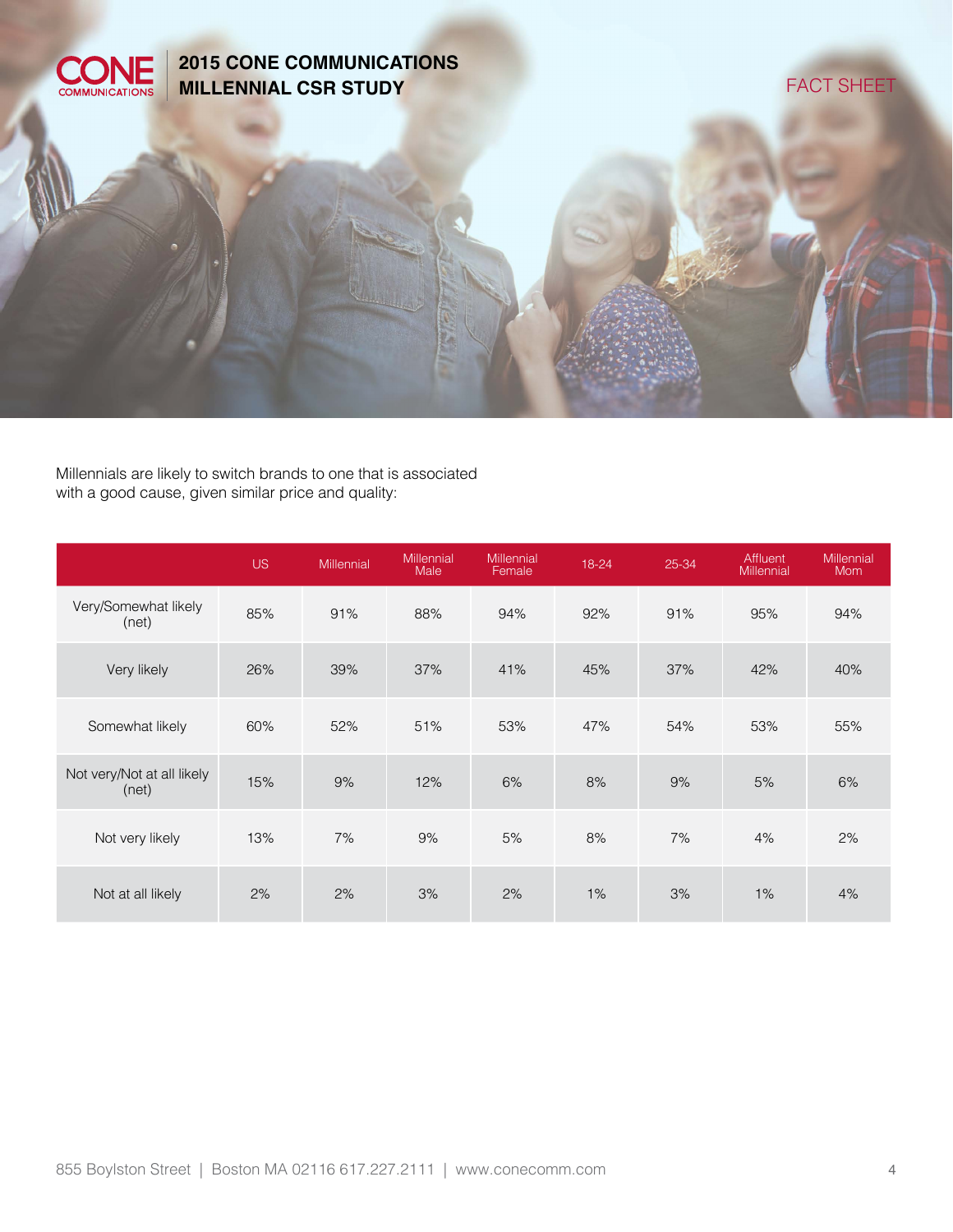# 2015 CONE COMMUNICATIONS MILLENNIAL CSR STUDY

FACT SHEET

Millennials are likely to switch brands to one that is associated with a good cause, given similar price and quality:

| | US | Millennial | Millennial Male | Millennial Female | 18-24 | 25-34 | Affluent Millennial | Millennial Mom |
|---|---|---|---|---|---|---|---|---|
| Very/Somewhat likely (net) | 85% | 91% | 88% | 94% | 92% | 91% | 95% | 94% |
| Very likely | 26% | 39% | 37% | 41% | 45% | 37% | 42% | 40% |
| Somewhat likely | 60% | 52% | 51% | 53% | 47% | 54% | 53% | 55% |
| Not very/Not at all likely (net) | 15% | 9% | 12% | 6% | 8% | 9% | 5% | 6% |
| Not very likely | 13% | 7% | 9% | 5% | 8% | 7% | 4% | 2% |
| Not at all likely | 2% | 2% | 3% | 2% | 1% | 3% | 1% | 4% |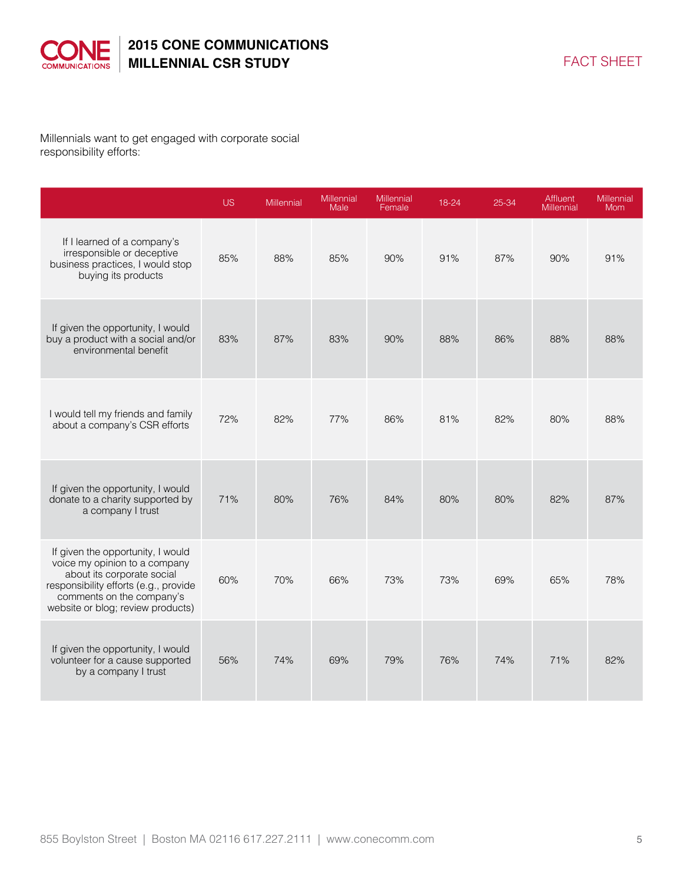Millennials want to get engaged with corporate social responsibility efforts:

| | US | Millennial | Millennial Male | Millennial Female | 18-24 | 25-34 | Affluent Millennial | Millennial Mom |
|---|---|---|---|---|---|---|---|---|
| If I learned of a company's irresponsible or deceptive business practices, I would stop buying its products | 85% | 88% | 85% | 90% | 91% | 87% | 90% | 91% |
| If given the opportunity, I would buy a product with a social and/or environmental benefit | 83% | 87% | 83% | 90% | 88% | 86% | 88% | 88% |
| I would tell my friends and family about a company's CSR efforts | 72% | 82% | 77% | 86% | 81% | 82% | 80% | 88% |
| If given the opportunity, I would donate to a charity supported by a company I trust | 71% | 80% | 76% | 84% | 80% | 80% | 82% | 87% |
| If given the opportunity, I would voice my opinion to a company about its corporate social responsibility efforts (e.g., provide comments on the company's website or blog; review products) | 60% | 70% | 66% | 73% | 73% | 69% | 65% | 78% |
| If given the opportunity, I would volunteer for a cause supported by a company I trust | 56% | 74% | 69% | 79% | 76% | 74% | 71% | 82% |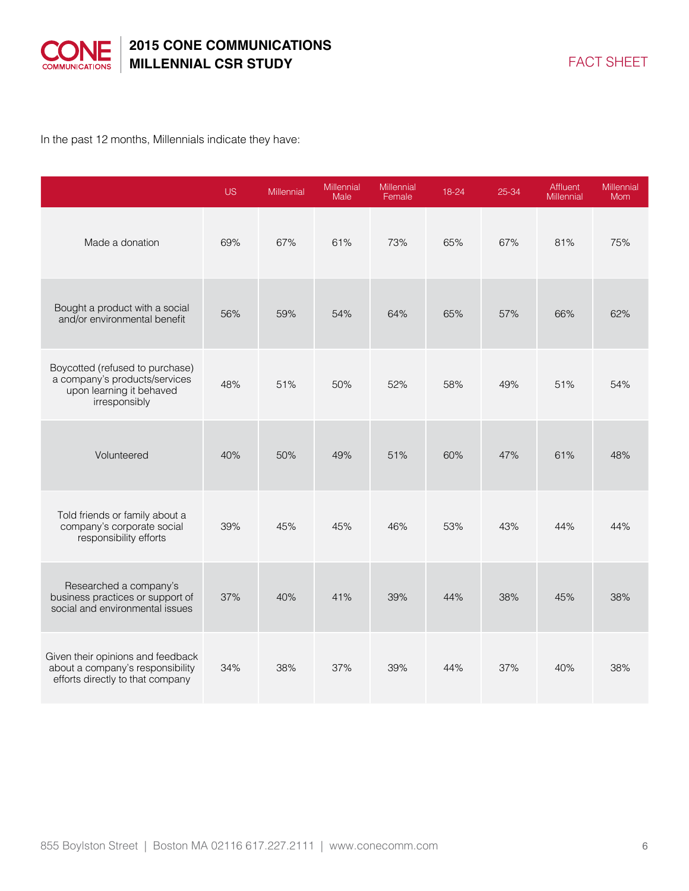In the past 12 months, Millennials indicate they have:

| | US | Millennial | Millennial Male | Millennial Female | 18-24 | 25-34 | Affluent Millennial | Millennial Mom |
|---|---|---|---|---|---|---|---|---|
| Made a donation | 69% | 67% | 61% | 73% | 65% | 67% | 81% | 75% |
| Bought a product with a social and/or environmental benefit | 56% | 59% | 54% | 64% | 65% | 57% | 66% | 62% |
| Boycotted (refused to purchase) a company's products/services upon learning it behaved irresponsibly | 48% | 51% | 50% | 52% | 58% | 49% | 51% | 54% |
| Volunteered | 40% | 50% | 49% | 51% | 60% | 47% | 61% | 48% |
| Told friends or family about a company's corporate social responsibility efforts | 39% | 45% | 45% | 46% | 53% | 43% | 44% | 44% |
| Researched a company's business practices or support of social and environmental issues | 37% | 40% | 41% | 39% | 44% | 38% | 45% | 38% |
| Given their opinions and feedback about a company's responsibility efforts directly to that company | 34% | 38% | 37% | 39% | 44% | 37% | 40% | 38% |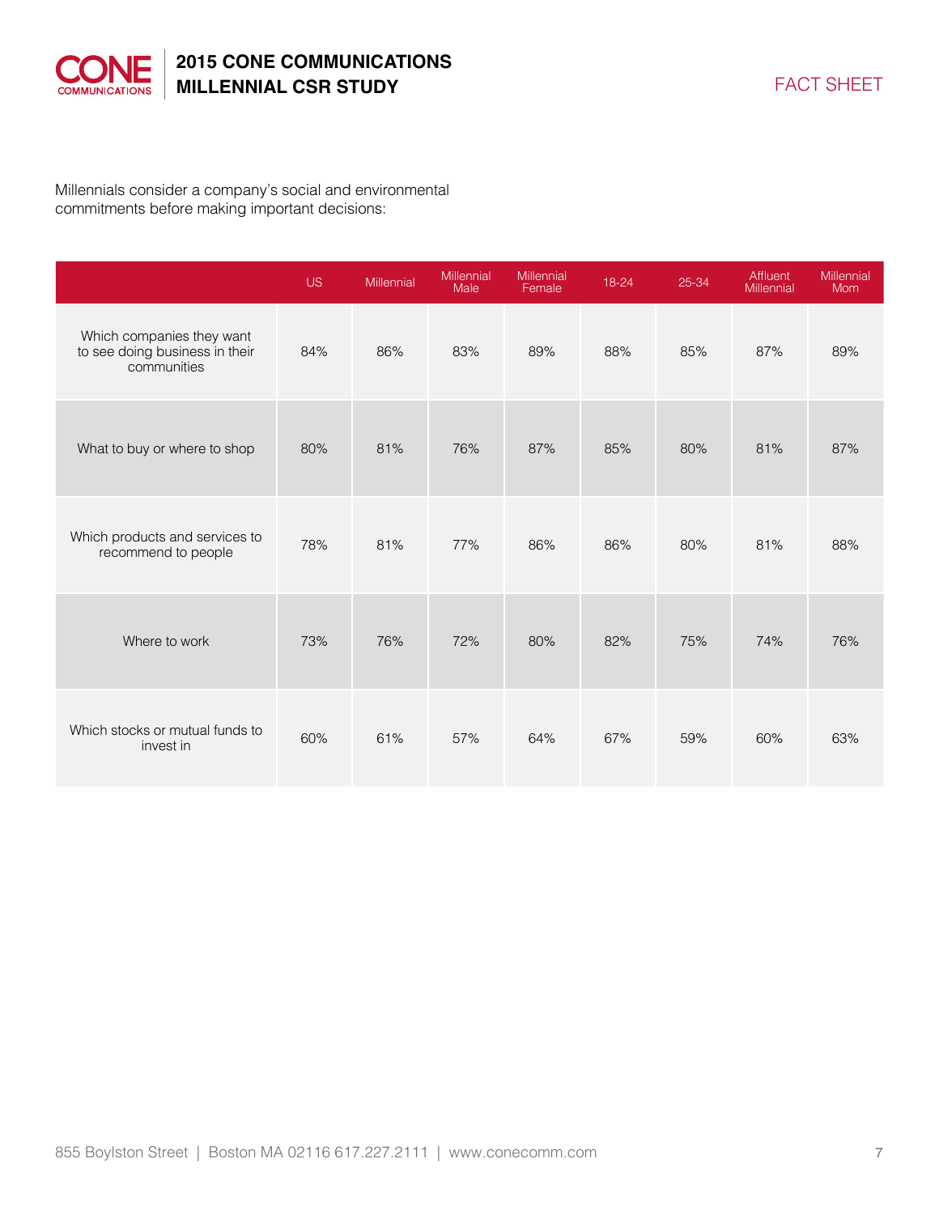Millennials consider a company's social and environmental commitments before making important decisions:

| | US | Millennial | Millennial Male | Millennial Female | 18-24 | 25-34 | Affluent Millennial | Millennial Mom |
|---|---|---|---|---|---|---|---|---|
| Which companies they want to see doing business in their communities | 84% | 86% | 83% | 89% | 88% | 85% | 87% | 89% |
| What to buy or where to shop | 80% | 81% | 76% | 87% | 85% | 80% | 81% | 87% |
| Which products and services to recommend to people | 78% | 81% | 77% | 86% | 86% | 80% | 81% | 88% |
| Where to work | 73% | 76% | 72% | 80% | 82% | 75% | 74% | 76% |
| Which stocks or mutual funds to invest in | 60% | 61% | 57% | 64% | 67% | 59% | 60% | 63% |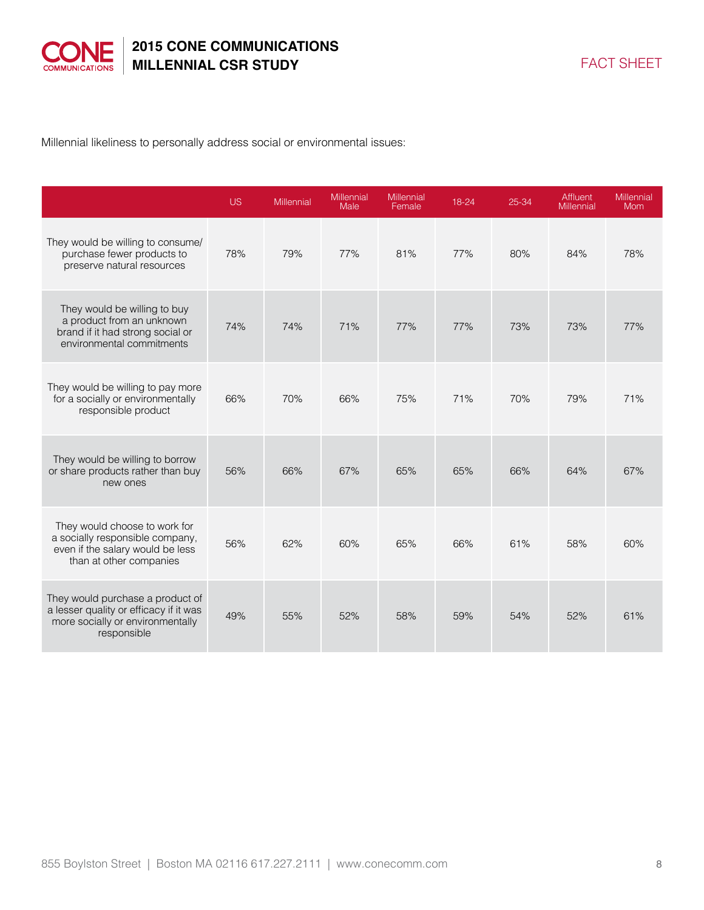Millennial likeliness to personally address social or environmental issues:

| | US | Millennial | Millennial Male | Millennial Female | 18-24 | 25-34 | Affluent Millennial | Millennial Mom |
|---|---|---|---|---|---|---|---|---|
| They would be willing to consume/ purchase fewer products to preserve natural resources | 78% | 79% | 77% | 81% | 77% | 80% | 84% | 78% |
| They would be willing to buy a product from an unknown brand if it had strong social or environmental commitments | 74% | 74% | 71% | 77% | 77% | 73% | 73% | 77% |
| They would be willing to pay more for a socially or environmentally responsible product | 66% | 70% | 66% | 75% | 71% | 70% | 79% | 71% |
| They would be willing to borrow or share products rather than buy new ones | 56% | 66% | 67% | 65% | 65% | 66% | 64% | 67% |
| They would choose to work for a socially responsible company, even if the salary would be less than at other companies | 56% | 62% | 60% | 65% | 66% | 61% | 58% | 60% |
| They would purchase a product of a lesser quality or efficacy if it was more socially or environmentally responsible | 49% | 55% | 52% | 58% | 59% | 54% | 52% | 61% |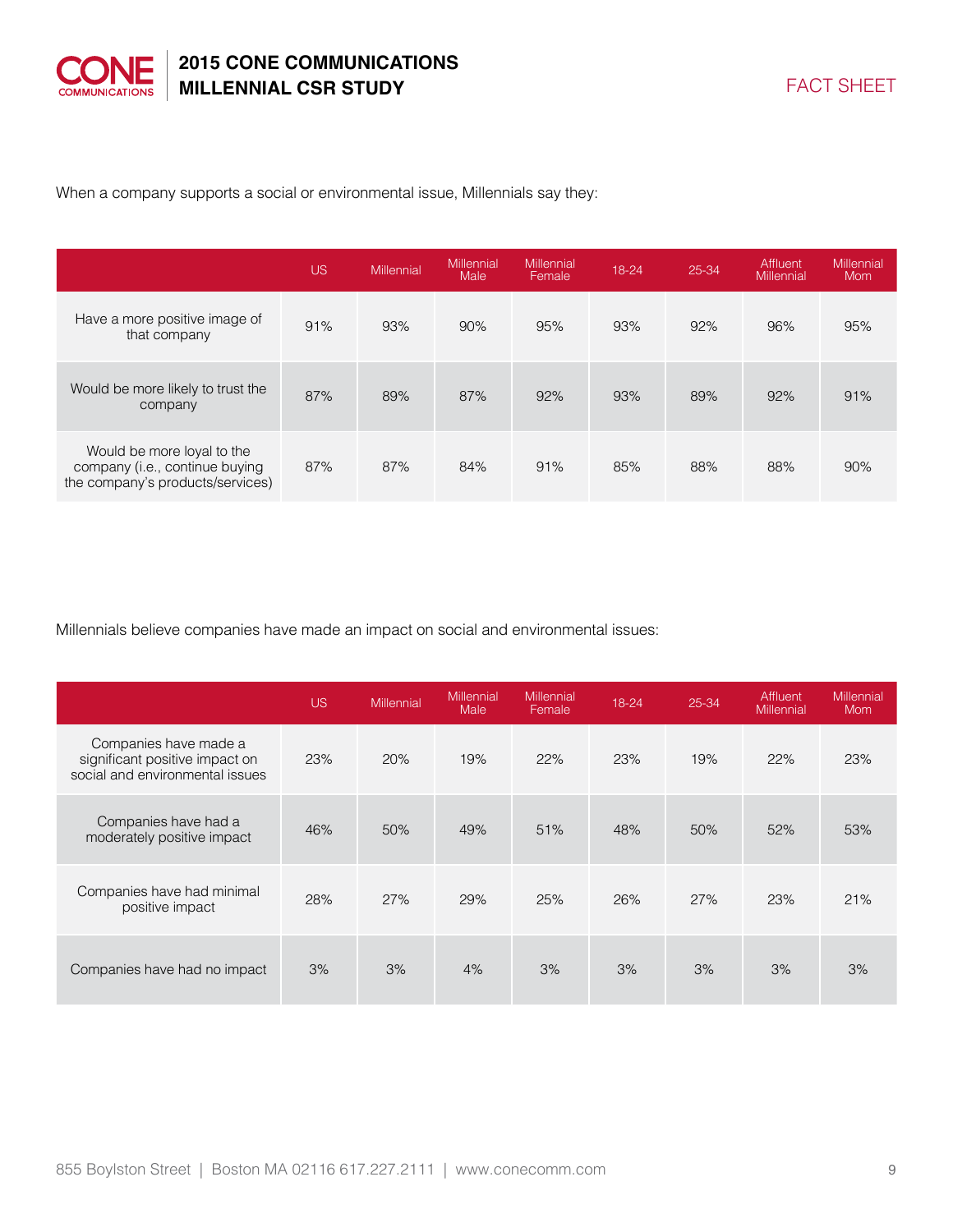When a company supports a social or environmental issue, Millennials say they:

| | US | Millennial | Millennial Male | Millennial Female | 18-24 | 25-34 | Affluent Millennial | Millennial Mom |
|---|---|---|---|---|---|---|---|---|
| Have a more positive image of that company | 91% | 93% | 90% | 95% | 93% | 92% | 96% | 95% |
| Would be more likely to trust the company | 87% | 89% | 87% | 92% | 93% | 89% | 92% | 91% |
| Would be more loyal to the company (i.e., continue buying the company's products/services) | 87% | 87% | 84% | 91% | 85% | 88% | 88% | 90% |

Millennials believe companies have made an impact on social and environmental issues:

| | US | Millennial | Millennial Male | Millennial Female | 18-24 | 25-34 | Affluent Millennial | Millennial Mom |
|---|---|---|---|---|---|---|---|---|
| Companies have made a significant positive impact on social and environmental issues | 23% | 20% | 19% | 22% | 23% | 19% | 22% | 23% |
| Companies have had a moderately positive impact | 46% | 50% | 49% | 51% | 48% | 50% | 52% | 53% |
| Companies have had minimal positive impact | 28% | 27% | 29% | 25% | 26% | 27% | 23% | 21% |
| Companies have had no impact | 3% | 3% | 4% | 3% | 3% | 3% | 3% | 3% |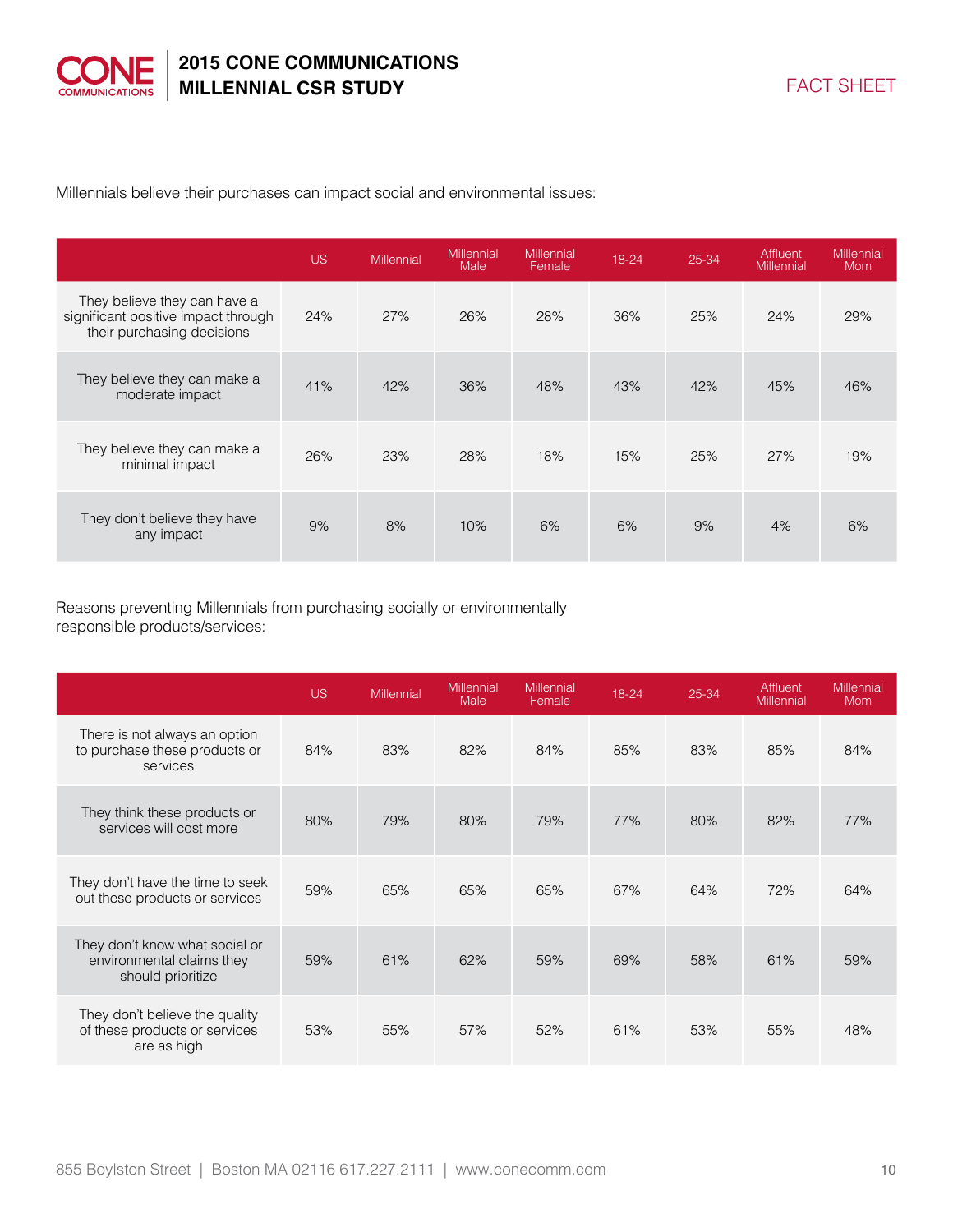Millennials believe their purchases can impact social and environmental issues:

| | US | Millennial | Millennial Male | Millennial Female | 18-24 | 25-34 | Affluent Millennial | Millennial Mom |
|---|---|---|---|---|---|---|---|---|
| They believe they can have a significant positive impact through their purchasing decisions | 24% | 27% | 26% | 28% | 36% | 25% | 24% | 29% |
| They believe they can make a moderate impact | 41% | 42% | 36% | 48% | 43% | 42% | 45% | 46% |
| They believe they can make a minimal impact | 26% | 23% | 28% | 18% | 15% | 25% | 27% | 19% |
| They don't believe they have any impact | 9% | 8% | 10% | 6% | 6% | 9% | 4% | 6% |

Reasons preventing Millennials from purchasing socially or environmentally responsible products/services:

| | US | Millennial | Millennial Male | Millennial Female | 18-24 | 25-34 | Affluent Millennial | Millennial Mom |
|---|---|---|---|---|---|---|---|---|
| There is not always an option to purchase these products or services | 84% | 83% | 82% | 84% | 85% | 83% | 85% | 84% |
| They think these products or services will cost more | 80% | 79% | 80% | 79% | 77% | 80% | 82% | 77% |
| They don't have the time to seek out these products or services | 59% | 65% | 65% | 65% | 67% | 64% | 72% | 64% |
| They don't know what social or environmental claims they should prioritize | 59% | 61% | 62% | 59% | 69% | 58% | 61% | 59% |
| They don't believe the quality of these products or services are as high | 53% | 55% | 57% | 52% | 61% | 53% | 55% | 48% |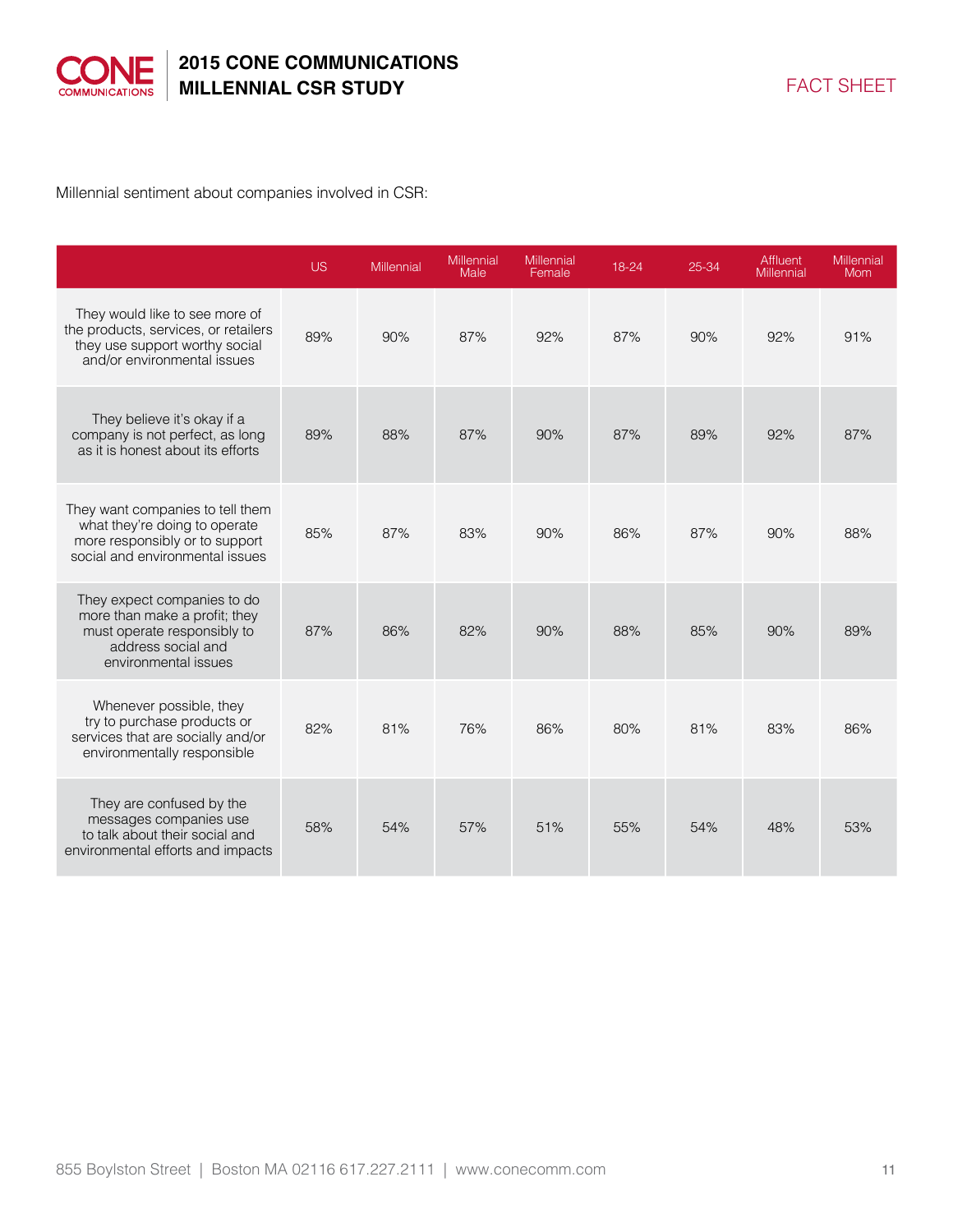Millennial sentiment about companies involved in CSR:

| | US | Millennial | Millennial Male | Millennial Female | 18-24 | 25-34 | Affluent Millennial | Millennial Mom |
|---|---|---|---|---|---|---|---|---|
| They would like to see more of the products, services, or retailers they use support worthy social and/or environmental issues | 89% | 90% | 87% | 92% | 87% | 90% | 92% | 91% |
| They believe it's okay if a company is not perfect, as long as it is honest about its efforts | 89% | 88% | 87% | 90% | 87% | 89% | 92% | 87% |
| They want companies to tell them what they're doing to operate more responsibly or to support social and environmental issues | 85% | 87% | 83% | 90% | 86% | 87% | 90% | 88% |
| They expect companies to do more than make a profit; they must operate responsibly to address social and environmental issues | 87% | 86% | 82% | 90% | 88% | 85% | 90% | 89% |
| Whenever possible, they try to purchase products or services that are socially and/or environmentally responsible | 82% | 81% | 76% | 86% | 80% | 81% | 83% | 86% |
| They are confused by the messages companies use to talk about their social and environmental efforts and impacts | 58% | 54% | 57% | 51% | 55% | 54% | 48% | 53% |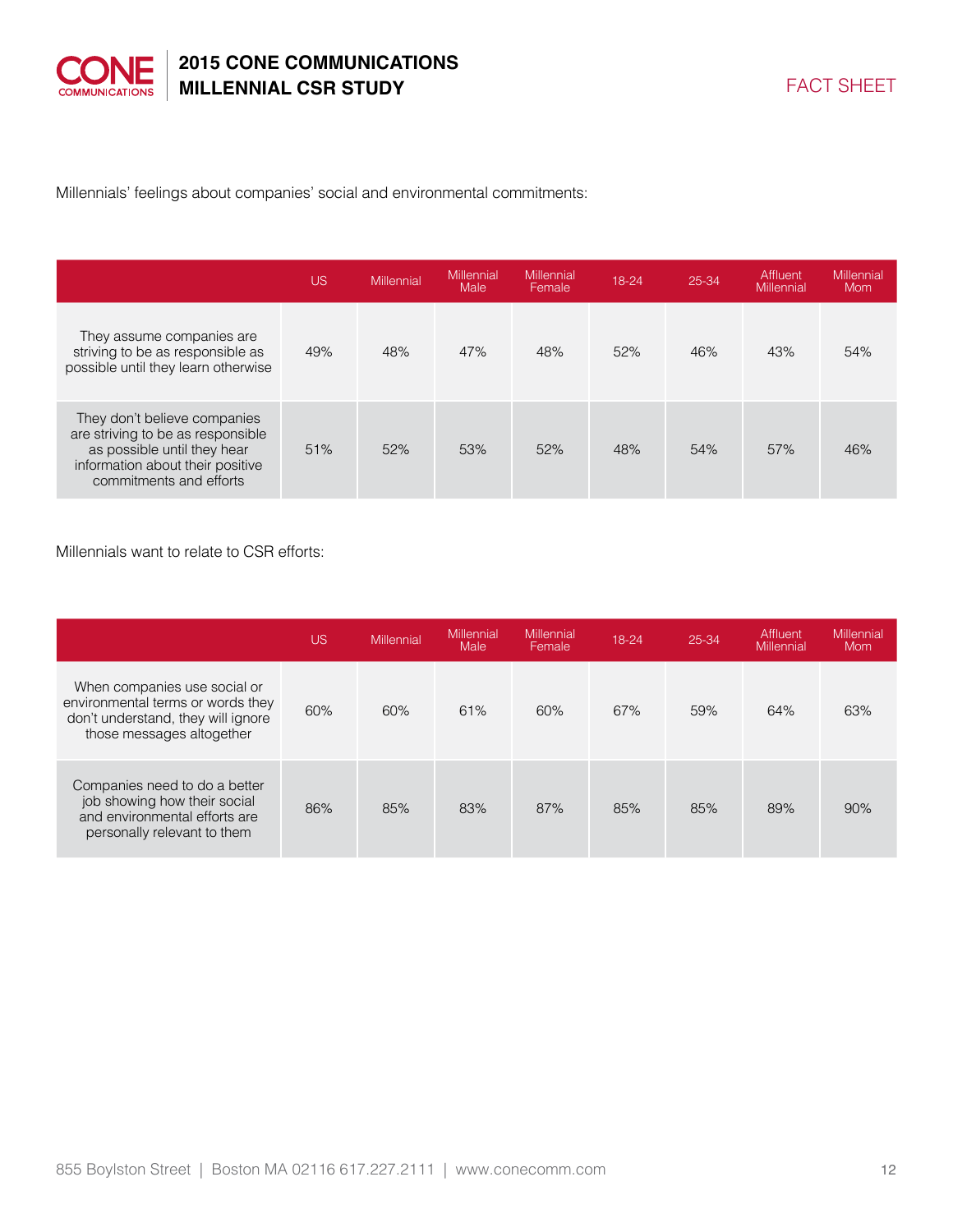Millennials' feelings about companies' social and environmental commitments:

| | US | Millennial | Millennial Male | Millennial Female | 18-24 | 25-34 | Affluent Millennial | Millennial Mom |
|---|---|---|---|---|---|---|---|---|
| They assume companies are striving to be as responsible as possible until they learn otherwise | 49% | 48% | 47% | 48% | 52% | 46% | 43% | 54% |
| They don't believe companies are striving to be as responsible as possible until they hear information about their positive commitments and efforts | 51% | 52% | 53% | 52% | 48% | 54% | 57% | 46% |

Millennials want to relate to CSR efforts:

| | US | Millennial | Millennial Male | Millennial Female | 18-24 | 25-34 | Affluent Millennial | Millennial Mom |
|---|---|---|---|---|---|---|---|---|
| When companies use social or environmental terms or words they don't understand, they will ignore those messages altogether | 60% | 60% | 61% | 60% | 67% | 59% | 64% | 63% |
| Companies need to do a better job showing how their social and environmental efforts are personally relevant to them | 86% | 85% | 83% | 87% | 85% | 85% | 89% | 90% |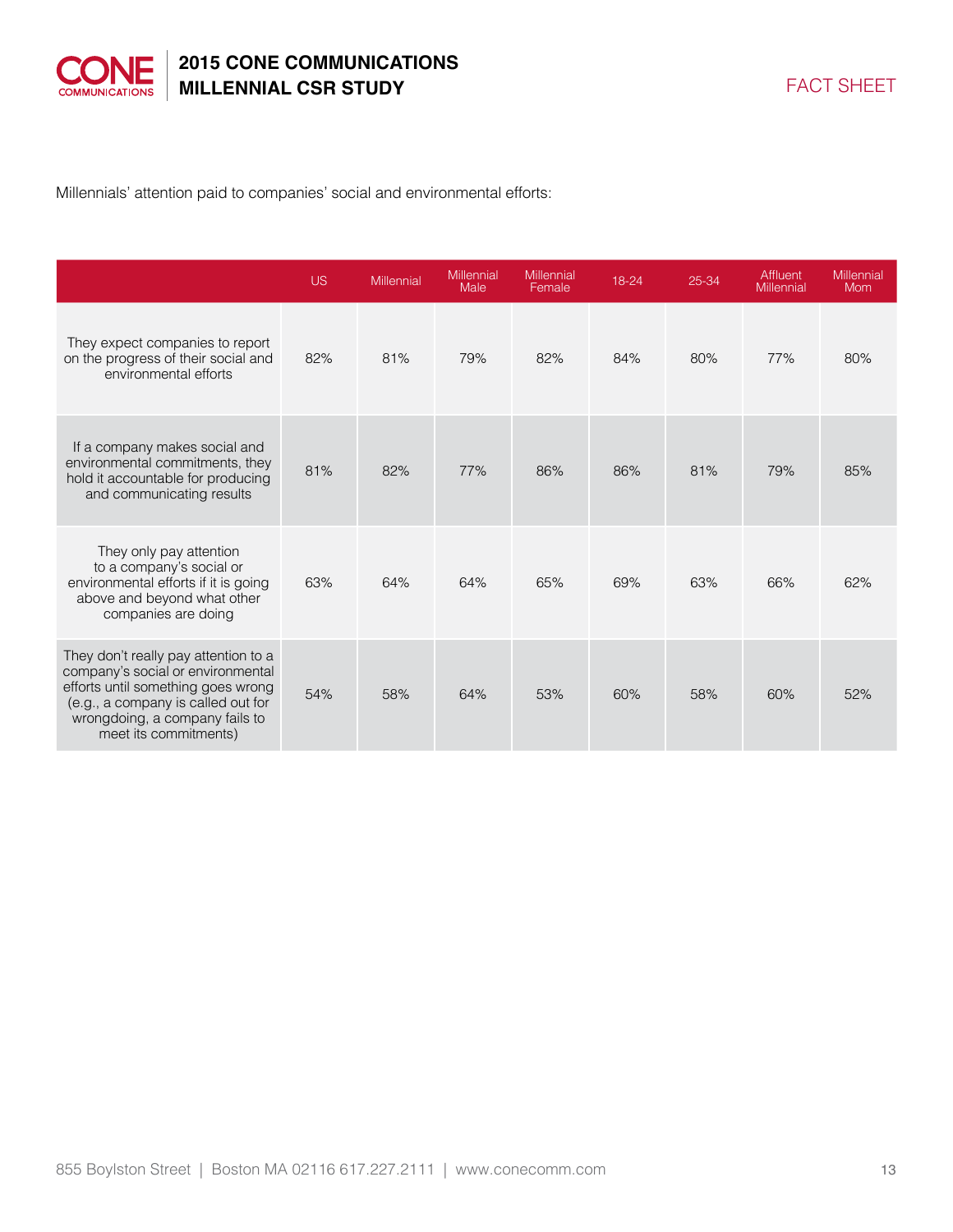Millennials' attention paid to companies' social and environmental efforts:

| | US | Millennial | Millennial Male | Millennial Female | 18-24 | 25-34 | Affluent Millennial | Millennial Mom |
|---|---|---|---|---|---|---|---|---|
| They expect companies to report on the progress of their social and environmental efforts | 82% | 81% | 79% | 82% | 84% | 80% | 77% | 80% |
| If a company makes social and environmental commitments, they hold it accountable for producing and communicating results | 81% | 82% | 77% | 86% | 86% | 81% | 79% | 85% |
| They only pay attention to a company's social or environmental efforts if it is going above and beyond what other companies are doing | 63% | 64% | 64% | 65% | 69% | 63% | 66% | 62% |
| They don't really pay attention to a company's social or environmental efforts until something goes wrong (e.g., a company is called out for wrongdoing, a company fails to meet its commitments) | 54% | 58% | 64% | 53% | 60% | 58% | 60% | 52% |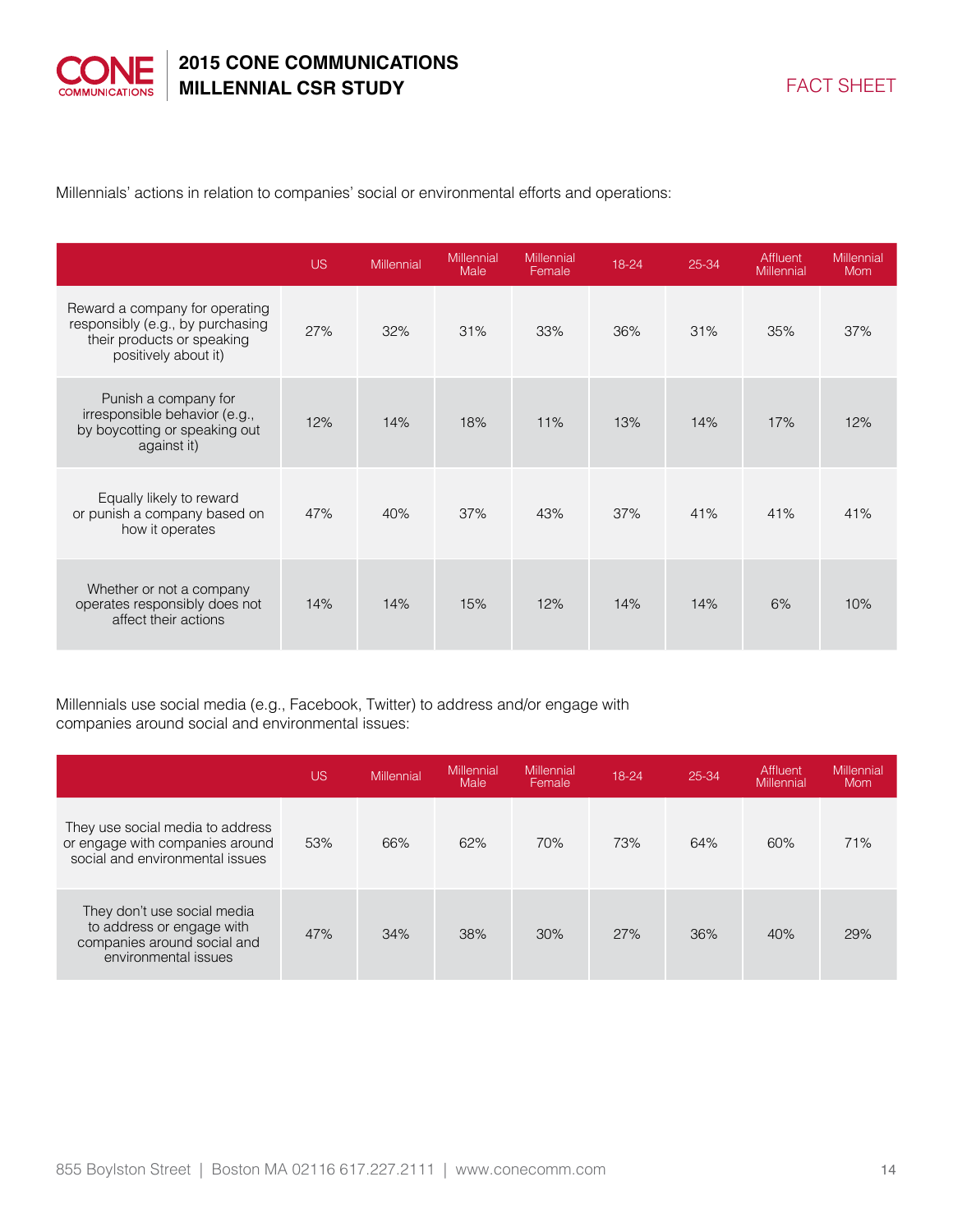Millennials' actions in relation to companies' social or environmental efforts and operations:

| | US | Millennial | Millennial Male | Millennial Female | 18-24 | 25-34 | Affluent Millennial | Millennial Mom |
|---|---|---|---|---|---|---|---|---|
| Reward a company for operating responsibly (e.g., by purchasing their products or speaking positively about it) | 27% | 32% | 31% | 33% | 36% | 31% | 35% | 37% |
| Punish a company for irresponsible behavior (e.g., by boycotting or speaking out against it) | 12% | 14% | 18% | 11% | 13% | 14% | 17% | 12% |
| Equally likely to reward or punish a company based on how it operates | 47% | 40% | 37% | 43% | 37% | 41% | 41% | 41% |
| Whether or not a company operates responsibly does not affect their actions | 14% | 14% | 15% | 12% | 14% | 14% | 6% | 10% |

Millennials use social media (e.g., Facebook, Twitter) to address and/or engage with companies around social and environmental issues:

| | US | Millennial | Millennial Male | Millennial Female | 18-24 | 25-34 | Affluent Millennial | Millennial Mom |
|---|---|---|---|---|---|---|---|---|
| They use social media to address or engage with companies around social and environmental issues | 53% | 66% | 62% | 70% | 73% | 64% | 60% | 71% |
| They don't use social media to address or engage with companies around social and environmental issues | 47% | 34% | 38% | 30% | 27% | 36% | 40% | 29% |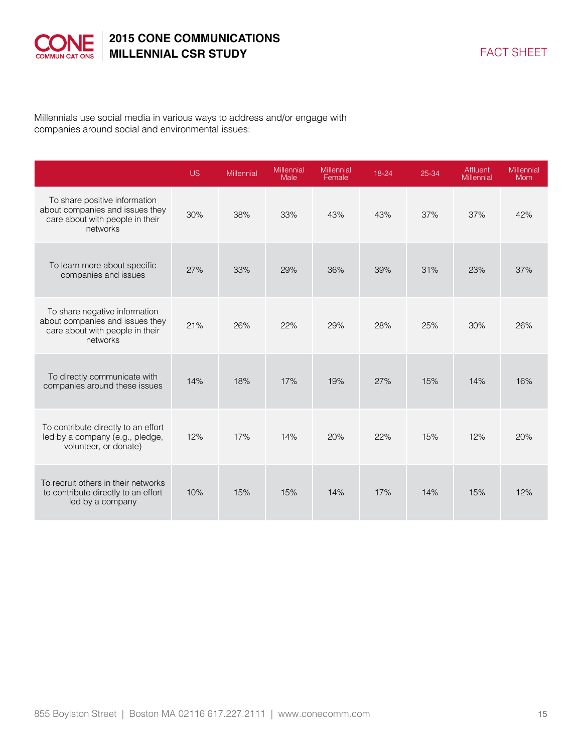Millennials use social media in various ways to address and/or engage with companies around social and environmental issues:

| | US | Millennial | Millennial Male | Millennial Female | 18-24 | 25-34 | Affluent Millennial | Millennial Mom |
|---|---|---|---|---|---|---|---|---|
| To share positive information about companies and issues they care about with people in their networks | 30% | 38% | 33% | 43% | 43% | 37% | 37% | 42% |
| To learn more about specific companies and issues | 27% | 33% | 29% | 36% | 39% | 31% | 23% | 37% |
| To share negative information about companies and issues they care about with people in their networks | 21% | 26% | 22% | 29% | 28% | 25% | 30% | 26% |
| To directly communicate with companies around these issues | 14% | 18% | 17% | 19% | 27% | 15% | 14% | 16% |
| To contribute directly to an effort led by a company (e.g., pledge, volunteer, or donate) | 12% | 17% | 14% | 20% | 22% | 15% | 12% | 20% |
| To recruit others in their networks to contribute directly to an effort led by a company | 10% | 15% | 15% | 14% | 17% | 14% | 15% | 12% |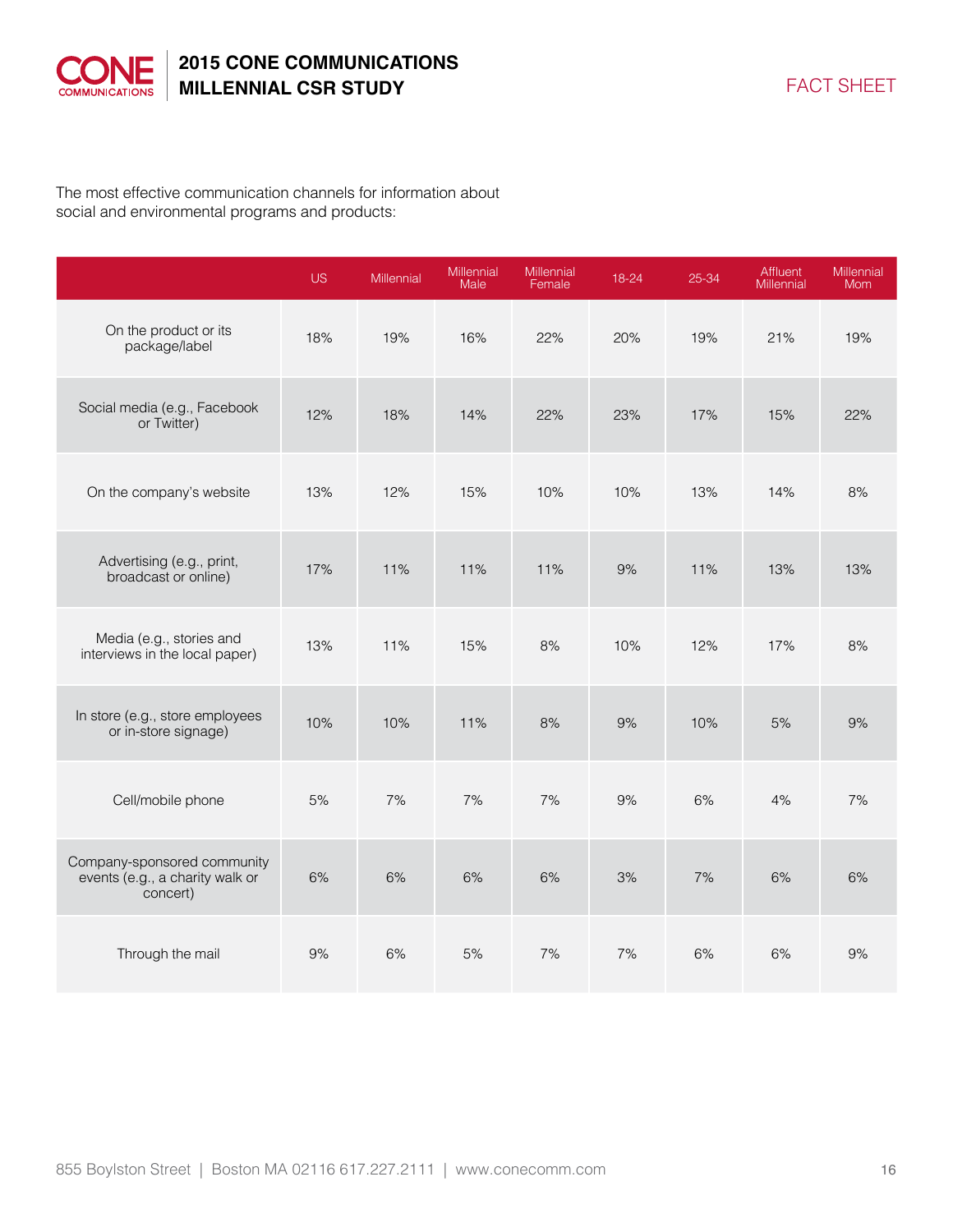The most effective communication channels for information about social and environmental programs and products:

| | US | Millennial | Millennial Male | Millennial Female | 18-24 | 25-34 | Affluent Millennial | Millennial Mom |
|---|---|---|---|---|---|---|---|---|
| On the product or its package/label | 18% | 19% | 16% | 22% | 20% | 19% | 21% | 19% |
| Social media (e.g., Facebook or Twitter) | 12% | 18% | 14% | 22% | 23% | 17% | 15% | 22% |
| On the company's website | 13% | 12% | 15% | 10% | 10% | 13% | 14% | 8% |
| Advertising (e.g., print, broadcast or online) | 17% | 11% | 11% | 11% | 9% | 11% | 13% | 13% |
| Media (e.g., stories and interviews in the local paper) | 13% | 11% | 15% | 8% | 10% | 12% | 17% | 8% |
| In store (e.g., store employees or in-store signage) | 10% | 10% | 11% | 8% | 9% | 10% | 5% | 9% |
| Cell/mobile phone | 5% | 7% | 7% | 7% | 9% | 6% | 4% | 7% |
| Company-sponsored community events (e.g., a charity walk or concert) | 6% | 6% | 6% | 6% | 3% | 7% | 6% | 6% |
| Through the mail | 9% | 6% | 5% | 7% | 7% | 6% | 6% | 9% |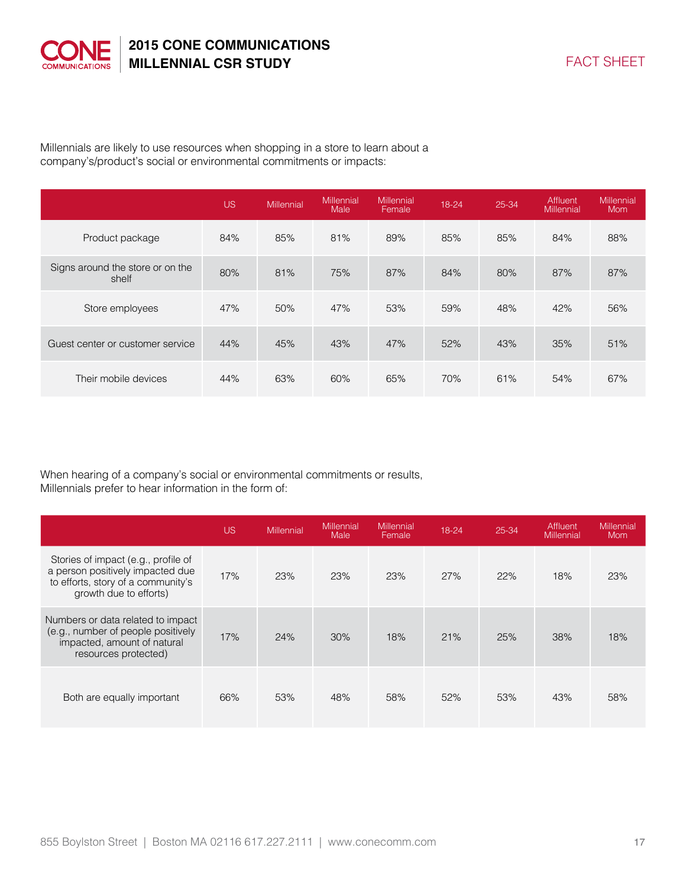Millennials are likely to use resources when shopping in a store to learn about a company's/product's social or environmental commitments or impacts:

| | US | Millennial | Millennial Male | Millennial Female | 18-24 | 25-34 | Affluent Millennial | Millennial Mom |
|---|---|---|---|---|---|---|---|---|
| Product package | 84% | 85% | 81% | 89% | 85% | 85% | 84% | 88% |
| Signs around the store or on the shelf | 80% | 81% | 75% | 87% | 84% | 80% | 87% | 87% |
| Store employees | 47% | 50% | 47% | 53% | 59% | 48% | 42% | 56% |
| Guest center or customer service | 44% | 45% | 43% | 47% | 52% | 43% | 35% | 51% |
| Their mobile devices | 44% | 63% | 60% | 65% | 70% | 61% | 54% | 67% |

When hearing of a company's social or environmental commitments or results, Millennials prefer to hear information in the form of:

| | US | Millennial | Millennial Male | Millennial Female | 18-24 | 25-34 | Affluent Millennial | Millennial Mom |
|---|---|---|---|---|---|---|---|---|
| Stories of impact (e.g., profile of a person positively impacted due to efforts, story of a community's growth due to efforts) | 17% | 23% | 23% | 23% | 27% | 22% | 18% | 23% |
| Numbers or data related to impact (e.g., number of people positively impacted, amount of natural resources protected) | 17% | 24% | 30% | 18% | 21% | 25% | 38% | 18% |
| Both are equally important | 66% | 53% | 48% | 58% | 52% | 53% | 43% | 58% |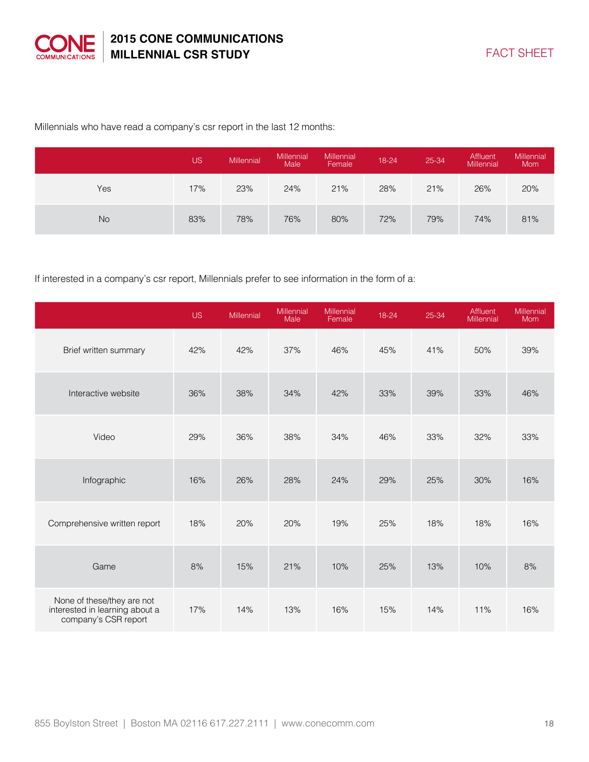Millennials who have read a company's csr report in the last 12 months:

| | US | Millennial | Millennial Male | Millennial Female | 18-24 | 25-34 | Affluent Millennial | Millennial Mom |
|---|---|---|---|---|---|---|---|---|
| Yes | 17% | 23% | 24% | 21% | 28% | 21% | 26% | 20% |
| No | 83% | 78% | 76% | 80% | 72% | 79% | 74% | 81% |

If interested in a company's csr report, Millennials prefer to see information in the form of a:

| | US | Millennial | Millennial Male | Millennial Female | 18-24 | 25-34 | Affluent Millennial | Millennial Mom |
|---|---|---|---|---|---|---|---|---|
| Brief written summary | 42% | 42% | 37% | 46% | 45% | 41% | 50% | 39% |
| Interactive website | 36% | 38% | 34% | 42% | 33% | 39% | 33% | 46% |
| Video | 29% | 36% | 38% | 34% | 46% | 33% | 32% | 33% |
| Infographic | 16% | 26% | 28% | 24% | 29% | 25% | 30% | 16% |
| Comprehensive written report | 18% | 20% | 20% | 19% | 25% | 18% | 18% | 16% |
| Game | 8% | 15% | 21% | 10% | 25% | 13% | 10% | 8% |
| None of these/they are not interested in learning about a company's CSR report | 17% | 14% | 13% | 16% | 15% | 14% | 11% | 16% |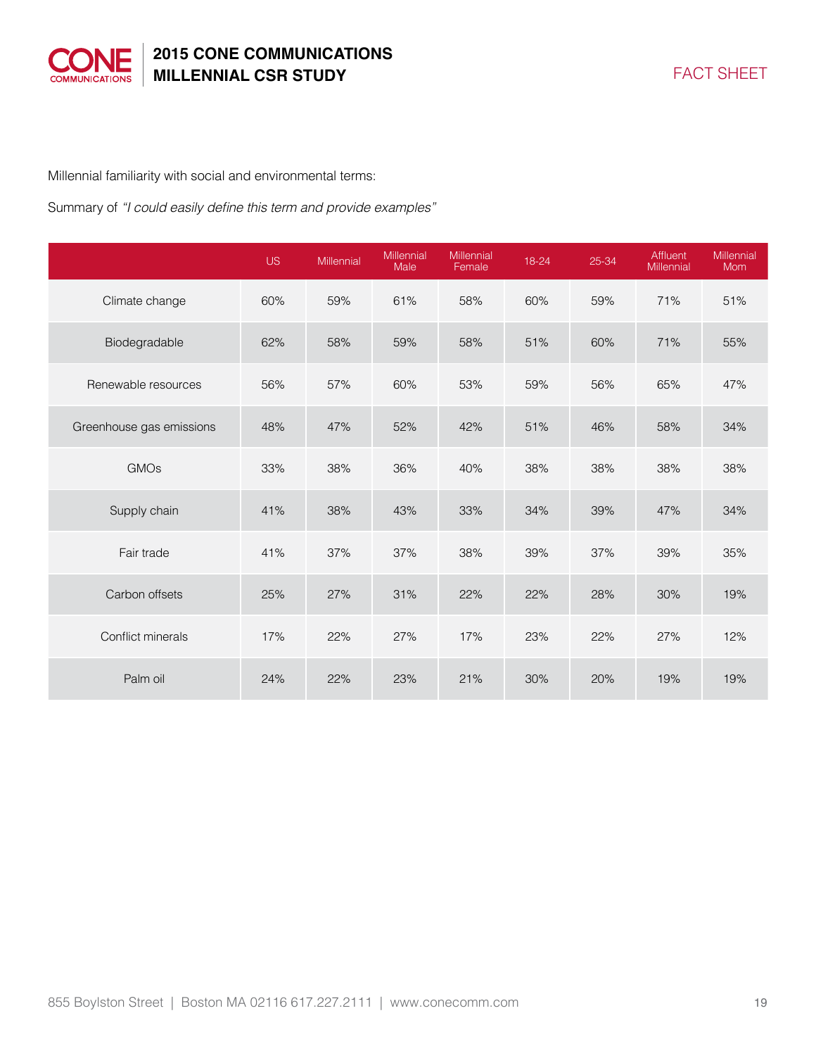Millennial familiarity with social and environmental terms:

Summary of *"I could easily define this term and provide examples"*

| | US | Millennial | Millennial Male | Millennial Female | 18-24 | 25-34 | Affluent Millennial | Millennial Mom |
|---|---|---|---|---|---|---|---|---|
| Climate change | 60% | 59% | 61% | 58% | 60% | 59% | 71% | 51% |
| Biodegradable | 62% | 58% | 59% | 58% | 51% | 60% | 71% | 55% |
| Renewable resources | 56% | 57% | 60% | 53% | 59% | 56% | 65% | 47% |
| Greenhouse gas emissions | 48% | 47% | 52% | 42% | 51% | 46% | 58% | 34% |
| GMOs | 33% | 38% | 36% | 40% | 38% | 38% | 38% | 38% |
| Supply chain | 41% | 38% | 43% | 33% | 34% | 39% | 47% | 34% |
| Fair trade | 41% | 37% | 37% | 38% | 39% | 37% | 39% | 35% |
| Carbon offsets | 25% | 27% | 31% | 22% | 22% | 28% | 30% | 19% |
| Conflict minerals | 17% | 22% | 27% | 17% | 23% | 22% | 27% | 12% |
| Palm oil | 24% | 22% | 23% | 21% | 30% | 20% | 19% | 19% |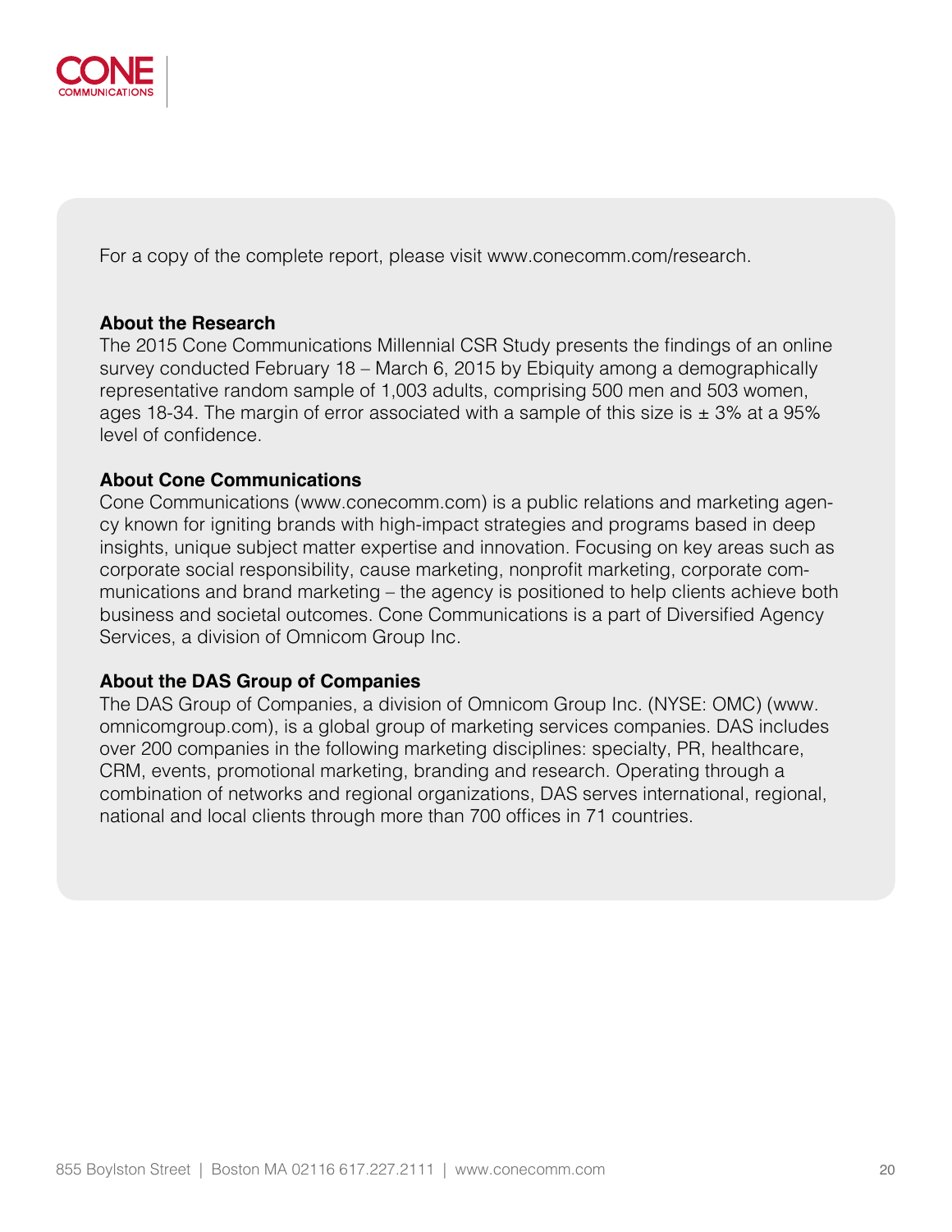For a copy of the complete report, please visit www.conecomm.com/research.

**About the Research**

The 2015 Cone Communications Millennial CSR Study presents the findings of an online survey conducted February 18 – March 6, 2015 by Ebiquity among a demographically representative random sample of 1,003 adults, comprising 500 men and 503 women, ages 18-34. The margin of error associated with a sample of this size is ± 3% at a 95% level of confidence.

**About Cone Communications**

Cone Communications (www.conecomm.com) is a public relations and marketing agency known for igniting brands with high-impact strategies and programs based in deep insights, unique subject matter expertise and innovation. Focusing on key areas such as corporate social responsibility, cause marketing, nonprofit marketing, corporate communications and brand marketing – the agency is positioned to help clients achieve both business and societal outcomes. Cone Communications is a part of Diversified Agency Services, a division of Omnicom Group Inc.

**About the DAS Group of Companies**

The DAS Group of Companies, a division of Omnicom Group Inc. (NYSE: OMC) (www.omnicomgroup.com), is a global group of marketing services companies. DAS includes over 200 companies in the following marketing disciplines: specialty, PR, healthcare, CRM, events, promotional marketing, branding and research. Operating through a combination of networks and regional organizations, DAS serves international, regional, national and local clients through more than 700 offices in 71 countries.